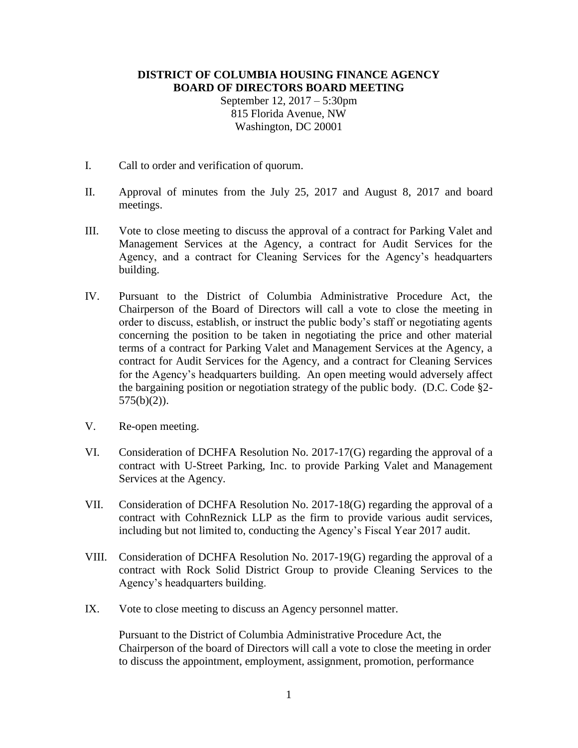# DISTRICT OF COLUMBIA HOUSING FINANCE AGENCY
# BOARD OF DIRECTORS BOARD MEETING

September 12, 2017 – 5:30pm
815 Florida Avenue, NW
Washington, DC 20001

I. Call to order and verification of quorum.

II. Approval of minutes from the July 25, 2017 and August 8, 2017 and board meetings.

III. Vote to close meeting to discuss the approval of a contract for Parking Valet and Management Services at the Agency, a contract for Audit Services for the Agency, and a contract for Cleaning Services for the Agency's headquarters building.

IV. Pursuant to the District of Columbia Administrative Procedure Act, the Chairperson of the Board of Directors will call a vote to close the meeting in order to discuss, establish, or instruct the public body's staff or negotiating agents concerning the position to be taken in negotiating the price and other material terms of a contract for Parking Valet and Management Services at the Agency, a contract for Audit Services for the Agency, and a contract for Cleaning Services for the Agency's headquarters building. An open meeting would adversely affect the bargaining position or negotiation strategy of the public body. (D.C. Code §2-575(b)(2)).

V. Re-open meeting.

VI. Consideration of DCHFA Resolution No. 2017-17(G) regarding the approval of a contract with U-Street Parking, Inc. to provide Parking Valet and Management Services at the Agency.

VII. Consideration of DCHFA Resolution No. 2017-18(G) regarding the approval of a contract with CohnReznick LLP as the firm to provide various audit services, including but not limited to, conducting the Agency's Fiscal Year 2017 audit.

VIII. Consideration of DCHFA Resolution No. 2017-19(G) regarding the approval of a contract with Rock Solid District Group to provide Cleaning Services to the Agency's headquarters building.

IX. Vote to close meeting to discuss an Agency personnel matter.

Pursuant to the District of Columbia Administrative Procedure Act, the Chairperson of the board of Directors will call a vote to close the meeting in order to discuss the appointment, employment, assignment, promotion, performance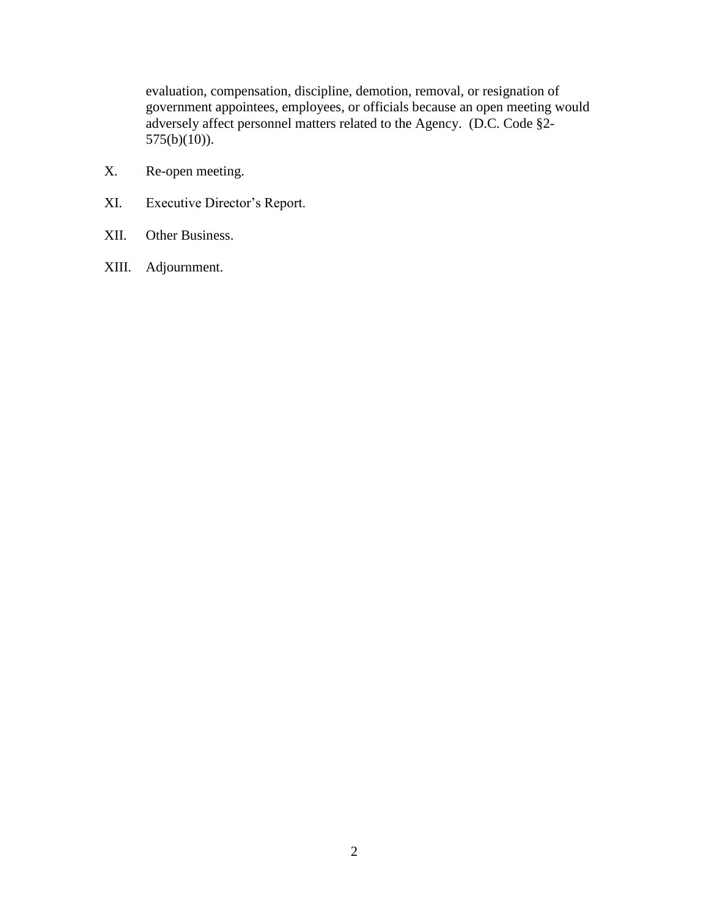evaluation, compensation, discipline, demotion, removal, or resignation of government appointees, employees, or officials because an open meeting would adversely affect personnel matters related to the Agency. (D.C. Code §2-575(b)(10)).

X. Re-open meeting.

XI. Executive Director's Report.

XII. Other Business.

XIII. Adjournment.